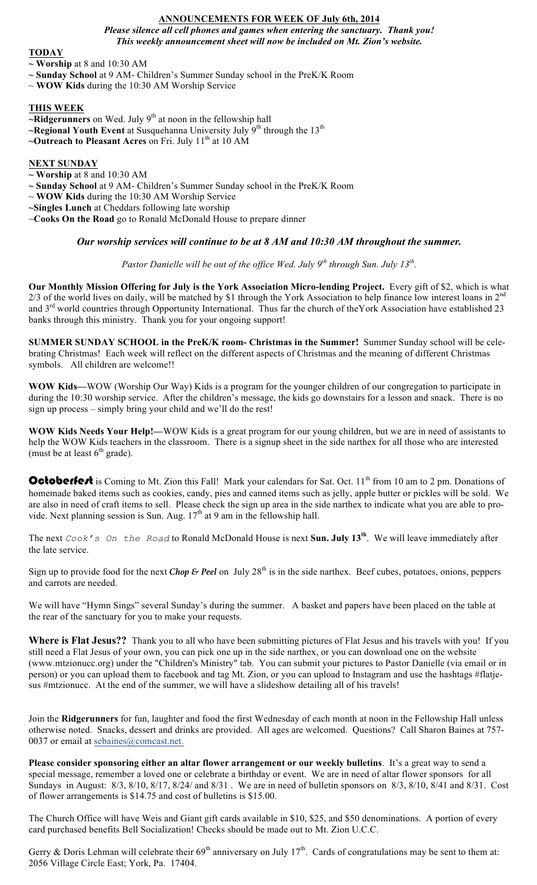## ANNOUNCEMENTS FOR WEEK OF July 6th, 2014

***Please silence all cell phones and games when entering the sanctuary. Thank you!***
***This weekly announcement sheet will now be included on Mt. Zion's website.***

**TODAY**

~ **Worship** at 8 and 10:30 AM
~ **Sunday School** at 9 AM- Children's Summer Sunday school in the PreK/K Room
~ **WOW Kids** during the 10:30 AM Worship Service

**THIS WEEK**

~**Ridgerunners** on Wed. July 9th at noon in the fellowship hall
~**Regional Youth Event** at Susquehanna University July 9th through the 13th
~**Outreach to Pleasant Acres** on Fri. July 11th at 10 AM

**NEXT SUNDAY**

~ **Worship** at 8 and 10:30 AM
~ **Sunday School** at 9 AM- Children's Summer Sunday school in the PreK/K Room
~ **WOW Kids** during the 10:30 AM Worship Service
~**Singles Lunch** at Cheddars following late worship
~**Cooks On the Road** go to Ronald McDonald House to prepare dinner

***Our worship services will continue to be at 8 AM and 10:30 AM throughout the summer.***

*Pastor Danielle will be out of the office Wed. July 9th through Sun. July 13th.*

**Our Monthly Mission Offering for July is the York Association Micro-lending Project.** Every gift of $2, which is what 2/3 of the world lives on daily, will be matched by $1 through the York Association to help finance low interest loans in 2nd and 3rd world countries through Opportunity International. Thus far the church of theYork Association have established 23 banks through this ministry. Thank you for your ongoing support!

**SUMMER SUNDAY SCHOOL in the PreK/K room- Christmas in the Summer!** Summer Sunday school will be celebrating Christmas! Each week will reflect on the different aspects of Christmas and the meaning of different Christmas symbols. All children are welcome!!

**WOW Kids—**WOW (Worship Our Way) Kids is a program for the younger children of our congregation to participate in during the 10:30 worship service. After the children's message, the kids go downstairs for a lesson and snack. There is no sign up process – simply bring your child and we'll do the rest!

**WOW Kids Needs Your Help!—**WOW Kids is a great program for our young children, but we are in need of assistants to help the WOW Kids teachers in the classroom. There is a signup sheet in the side narthex for all those who are interested (must be at least 6th grade).

**Octoberfest** is Coming to Mt. Zion this Fall! Mark your calendars for Sat. Oct. 11th from 10 am to 2 pm. Donations of homemade baked items such as cookies, candy, pies and canned items such as jelly, apple butter or pickles will be sold. We are also in need of craft items to sell. Please check the sign up area in the side narthex to indicate what you are able to provide. Next planning session is Sun. Aug. 17th at 9 am in the fellowship hall.

The next *Cook's On the Road* to Ronald McDonald House is next **Sun. July 13th**. We will leave immediately after the late service.

Sign up to provide food for the next ***Chop & Peel*** on July 28th is in the side narthex. Beef cubes, potatoes, onions, peppers and carrots are needed.

We will have "Hymn Sings" several Sunday's during the summer. A basket and papers have been placed on the table at the rear of the sanctuary for you to make your requests.

**Where is Flat Jesus??** Thank you to all who have been submitting pictures of Flat Jesus and his travels with you! If you still need a Flat Jesus of your own, you can pick one up in the side narthex, or you can download one on the website (www.mtzionucc.org) under the "Children's Ministry" tab. You can submit your pictures to Pastor Danielle (via email or in person) or you can upload them to facebook and tag Mt. Zion, or you can upload to Instagram and use the hashtags #flatjesus #mtzionucc. At the end of the summer, we will have a slideshow detailing all of his travels!

Join the **Ridgerunners** for fun, laughter and food the first Wednesday of each month at noon in the Fellowship Hall unless otherwise noted. Snacks, dessert and drinks are provided. All ages are welcomed. Questions? Call Sharon Baines at 757-0037 or email at sebaines@comcast.net.

**Please consider sponsoring either an altar flower arrangement or our weekly bulletins**. It's a great way to send a special message, remember a loved one or celebrate a birthday or event. We are in need of altar flower sponsors for all Sundays in August: 8/3, 8/10, 8/17, 8/24/ and 8/31 . We are in need of bulletin sponsors on 8/3, 8/10, 8/41 and 8/31. Cost of flower arrangements is $14.75 and cost of bulletins is $15.00.

The Church Office will have Weis and Giant gift cards available in $10, $25, and $50 denominations. A portion of every card purchased benefits Bell Socialization! Checks should be made out to Mt. Zion U.C.C.

Gerry & Doris Lehman will celebrate their 69th anniversary on July 17th. Cards of congratulations may be sent to them at: 2056 Village Circle East; York, Pa. 17404.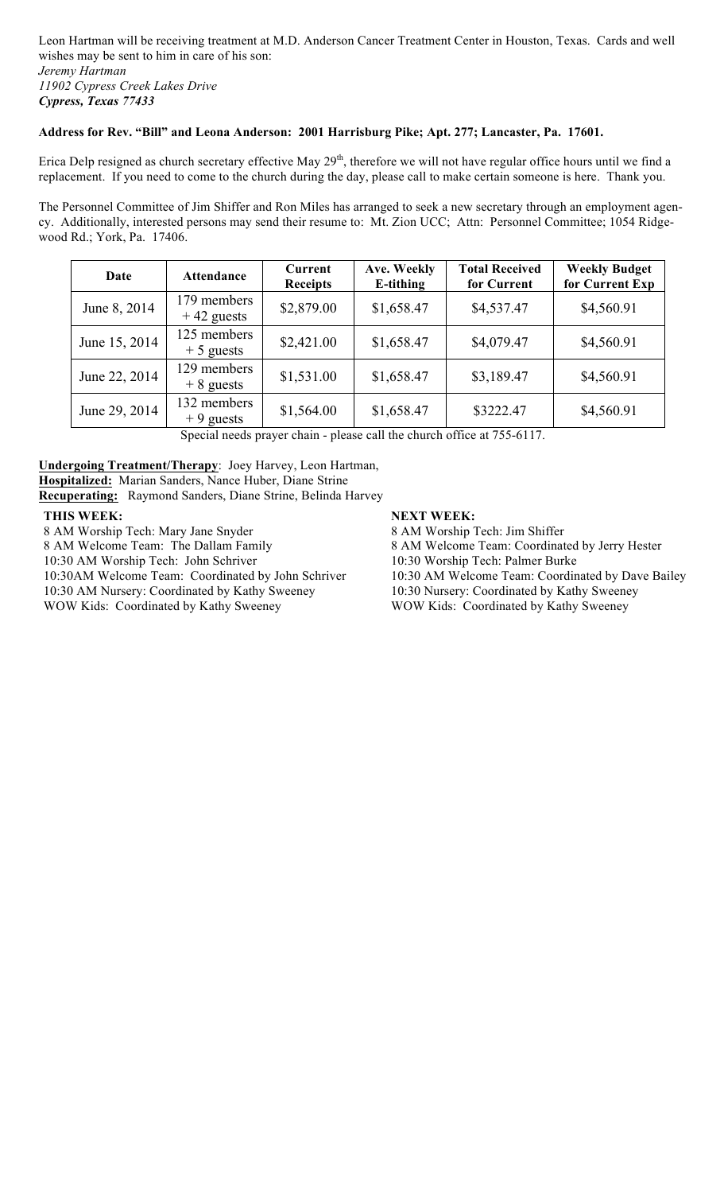Leon Hartman will be receiving treatment at M.D. Anderson Cancer Treatment Center in Houston, Texas. Cards and well wishes may be sent to him in care of his son:
*Jeremy Hartman*
*11902 Cypress Creek Lakes Drive*
***Cypress, Texas 77433***

**Address for Rev. "Bill" and Leona Anderson: 2001 Harrisburg Pike; Apt. 277; Lancaster, Pa. 17601.**

Erica Delp resigned as church secretary effective May 29th, therefore we will not have regular office hours until we find a replacement. If you need to come to the church during the day, please call to make certain someone is here. Thank you.

The Personnel Committee of Jim Shiffer and Ron Miles has arranged to seek a new secretary through an employment agency. Additionally, interested persons may send their resume to: Mt. Zion UCC; Attn: Personnel Committee; 1054 Ridgewood Rd.; York, Pa. 17406.

| Date | Attendance | Current Receipts | Ave. Weekly E-tithing | Total Received for Current | Weekly Budget for Current Exp |
|---|---|---|---|---|---|
| June 8, 2014 | 179 members + 42 guests | $2,879.00 | $1,658.47 | $4,537.47 | $4,560.91 |
| June 15, 2014 | 125 members + 5 guests | $2,421.00 | $1,658.47 | $4,079.47 | $4,560.91 |
| June 22, 2014 | 129 members + 8 guests | $1,531.00 | $1,658.47 | $3,189.47 | $4,560.91 |
| June 29, 2014 | 132 members + 9 guests | $1,564.00 | $1,658.47 | $3222.47 | $4,560.91 |

Special needs prayer chain - please call the church office at 755-6117.

**Undergoing Treatment/Therapy**: Joey Harvey, Leon Hartman,
**Hospitalized:** Marian Sanders, Nance Huber, Diane Strine
**Recuperating:** Raymond Sanders, Diane Strine, Belinda Harvey

**THIS WEEK:**
8 AM Worship Tech: Mary Jane Snyder
8 AM Welcome Team: The Dallam Family
10:30 AM Worship Tech: John Schriver
10:30AM Welcome Team: Coordinated by John Schriver
10:30 AM Nursery: Coordinated by Kathy Sweeney
WOW Kids: Coordinated by Kathy Sweeney

**NEXT WEEK:**
8 AM Worship Tech: Jim Shiffer
8 AM Welcome Team: Coordinated by Jerry Hester
10:30 Worship Tech: Palmer Burke
10:30 AM Welcome Team: Coordinated by Dave Bailey
10:30 Nursery: Coordinated by Kathy Sweeney
WOW Kids: Coordinated by Kathy Sweeney